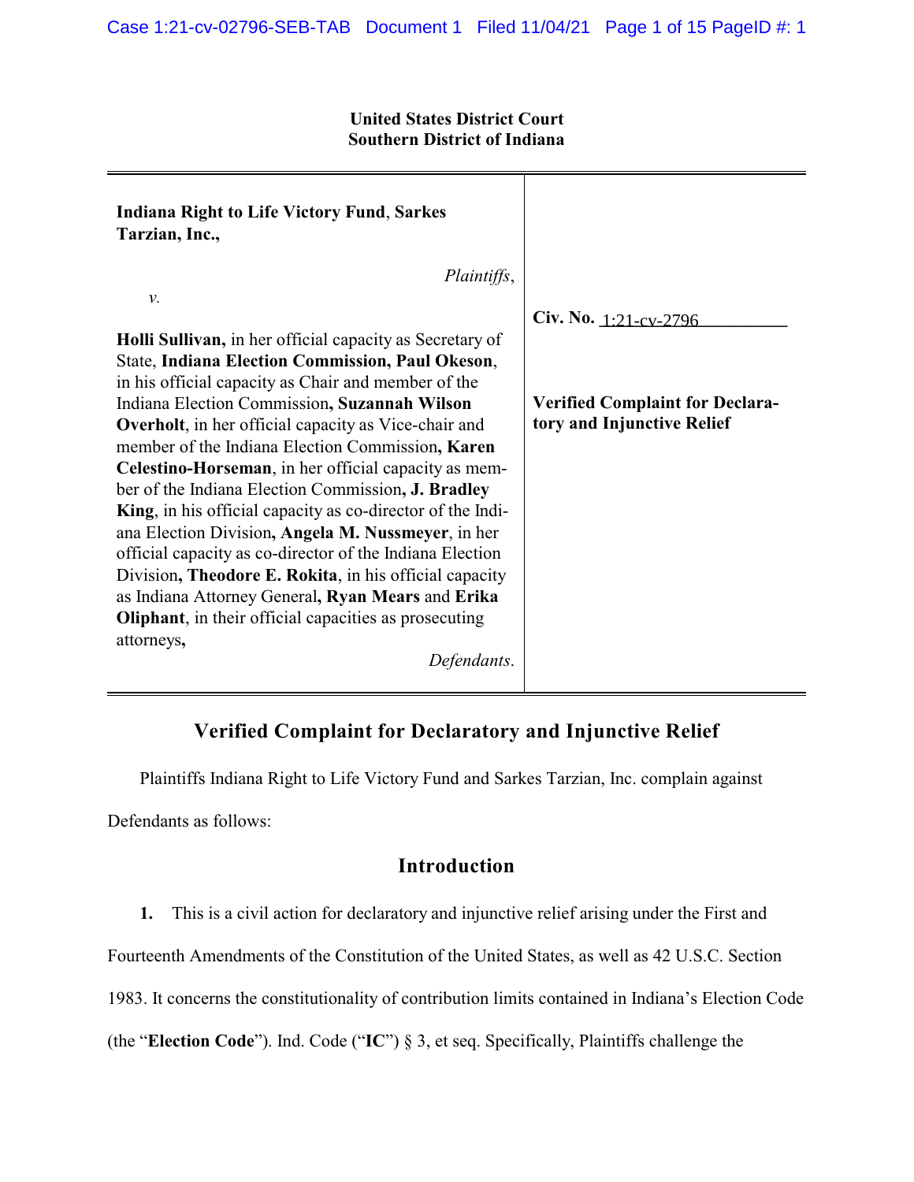**United States District Court**
**Southern District of Indiana**

| | |
|---|---|
| **Indiana Right to Life Victory Fund**, **Sarkes Tarzian, Inc.,**<br><br>*Plaintiffs*,<br><br>*v.*<br><br>**Holli Sullivan,** in her official capacity as Secretary of State, **Indiana Election Commission, Paul Okeson**, in his official capacity as Chair and member of the Indiana Election Commission**, Suzannah Wilson Overholt**, in her official capacity as Vice-chair and member of the Indiana Election Commission**, Karen Celestino-Horseman**, in her official capacity as member of the Indiana Election Commission**, J. Bradley King**, in his official capacity as co-director of the Indiana Election Division**, Angela M. Nussmeyer**, in her official capacity as co-director of the Indiana Election Division**, Theodore E. Rokita**, in his official capacity as Indiana Attorney General**, Ryan Mears** and **Erika Oliphant**, in their official capacities as prosecuting attorneys**,**<br><br>*Defendants*. | **Civ. No.** 1:21-cv-2796<br><br>**Verified Complaint for Declaratory and Injunctive Relief** |

## Verified Complaint for Declaratory and Injunctive Relief

Plaintiffs Indiana Right to Life Victory Fund and Sarkes Tarzian, Inc. complain against Defendants as follows:

## Introduction

**1.** This is a civil action for declaratory and injunctive relief arising under the First and Fourteenth Amendments of the Constitution of the United States, as well as 42 U.S.C. Section 1983. It concerns the constitutionality of contribution limits contained in Indiana's Election Code (the "**Election Code**"). Ind. Code ("**IC**") § 3, et seq. Specifically, Plaintiffs challenge the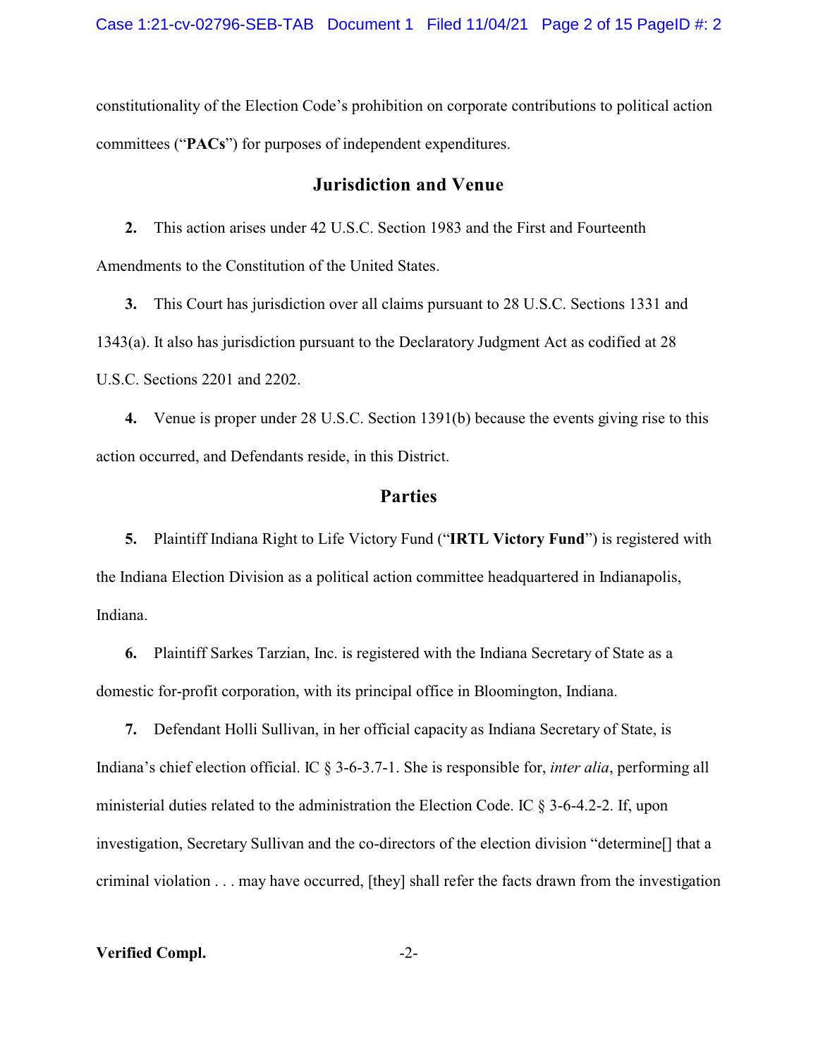constitutionality of the Election Code's prohibition on corporate contributions to political action committees ("**PACs**") for purposes of independent expenditures.

## Jurisdiction and Venue

**2.** This action arises under 42 U.S.C. Section 1983 and the First and Fourteenth Amendments to the Constitution of the United States.

**3.** This Court has jurisdiction over all claims pursuant to 28 U.S.C. Sections 1331 and 1343(a). It also has jurisdiction pursuant to the Declaratory Judgment Act as codified at 28 U.S.C. Sections 2201 and 2202.

**4.** Venue is proper under 28 U.S.C. Section 1391(b) because the events giving rise to this action occurred, and Defendants reside, in this District.

## Parties

**5.** Plaintiff Indiana Right to Life Victory Fund ("**IRTL Victory Fund**") is registered with the Indiana Election Division as a political action committee headquartered in Indianapolis, Indiana.

**6.** Plaintiff Sarkes Tarzian, Inc. is registered with the Indiana Secretary of State as a domestic for-profit corporation, with its principal office in Bloomington, Indiana.

**7.** Defendant Holli Sullivan, in her official capacity as Indiana Secretary of State, is Indiana's chief election official. IC § 3-6-3.7-1. She is responsible for, *inter alia*, performing all ministerial duties related to the administration the Election Code. IC § 3-6-4.2-2. If, upon investigation, Secretary Sullivan and the co-directors of the election division "determine[] that a criminal violation . . . may have occurred, [they] shall refer the facts drawn from the investigation

**Verified Compl.**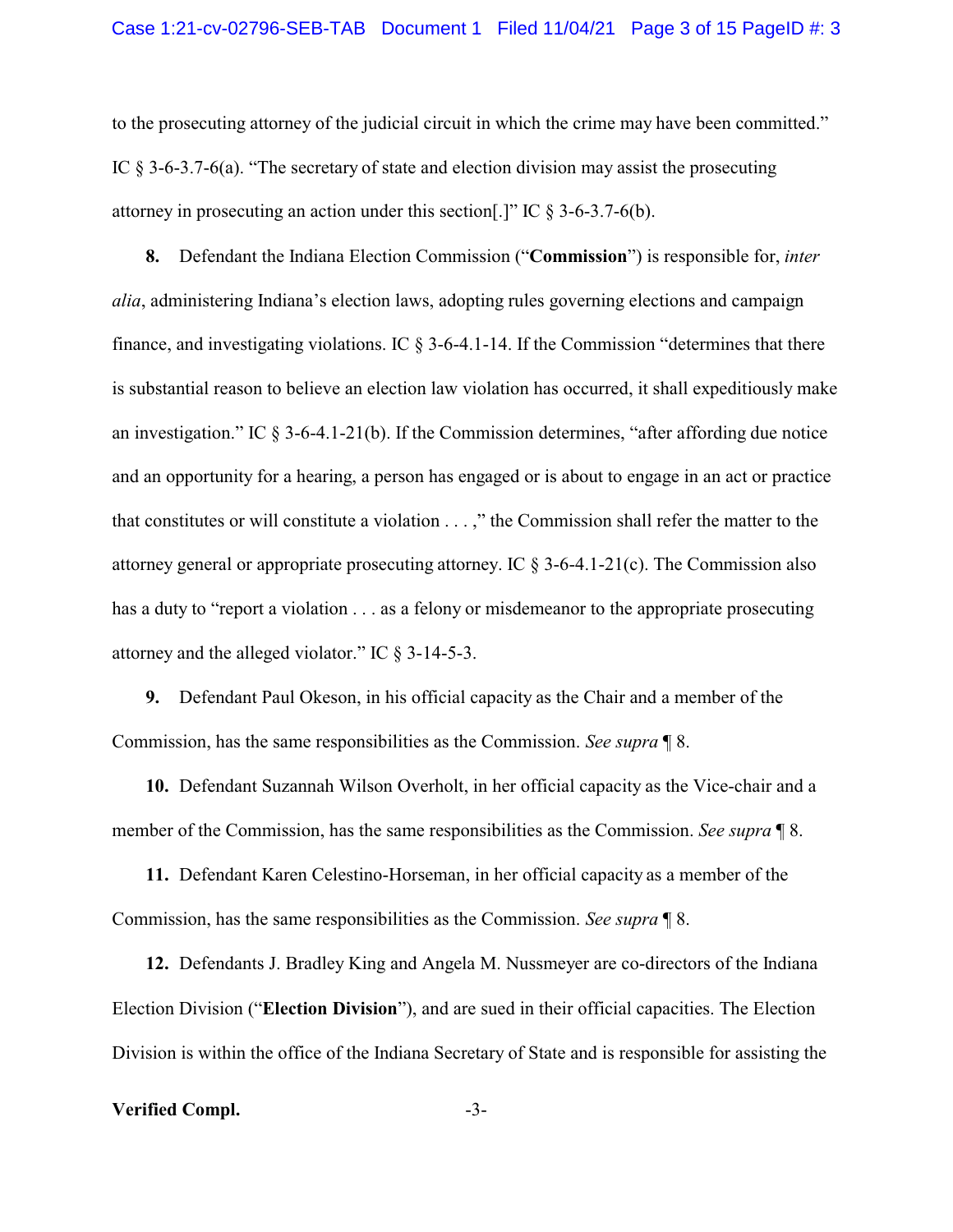to the prosecuting attorney of the judicial circuit in which the crime may have been committed." IC § 3-6-3.7-6(a). "The secretary of state and election division may assist the prosecuting attorney in prosecuting an action under this section[.]" IC § 3-6-3.7-6(b).

**8.** Defendant the Indiana Election Commission ("**Commission**") is responsible for, *inter alia*, administering Indiana's election laws, adopting rules governing elections and campaign finance, and investigating violations. IC § 3-6-4.1-14. If the Commission "determines that there is substantial reason to believe an election law violation has occurred, it shall expeditiously make an investigation." IC § 3-6-4.1-21(b). If the Commission determines, "after affording due notice and an opportunity for a hearing, a person has engaged or is about to engage in an act or practice that constitutes or will constitute a violation . . . ," the Commission shall refer the matter to the attorney general or appropriate prosecuting attorney. IC § 3-6-4.1-21(c). The Commission also has a duty to "report a violation . . . as a felony or misdemeanor to the appropriate prosecuting attorney and the alleged violator." IC § 3-14-5-3.

**9.** Defendant Paul Okeson, in his official capacity as the Chair and a member of the Commission, has the same responsibilities as the Commission. *See supra* ¶ 8.

**10.** Defendant Suzannah Wilson Overholt, in her official capacity as the Vice-chair and a member of the Commission, has the same responsibilities as the Commission. *See supra* ¶ 8.

**11.** Defendant Karen Celestino-Horseman, in her official capacity as a member of the Commission, has the same responsibilities as the Commission. *See supra* ¶ 8.

**12.** Defendants J. Bradley King and Angela M. Nussmeyer are co-directors of the Indiana Election Division ("**Election Division**"), and are sued in their official capacities. The Election Division is within the office of the Indiana Secretary of State and is responsible for assisting the

**Verified Compl.**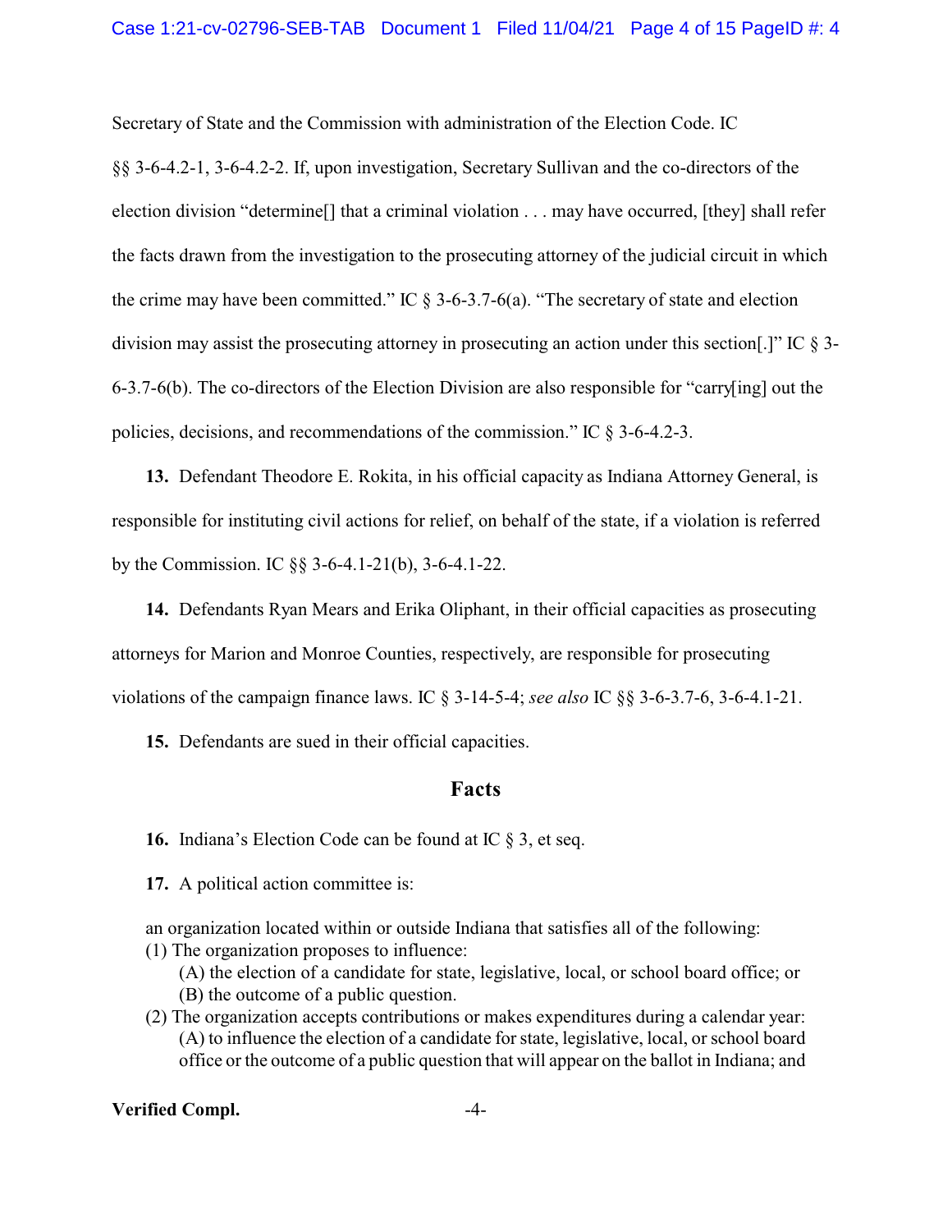Secretary of State and the Commission with administration of the Election Code. IC §§ 3-6-4.2-1, 3-6-4.2-2. If, upon investigation, Secretary Sullivan and the co-directors of the election division "determine[] that a criminal violation . . . may have occurred, [they] shall refer the facts drawn from the investigation to the prosecuting attorney of the judicial circuit in which the crime may have been committed." IC § 3-6-3.7-6(a). "The secretary of state and election division may assist the prosecuting attorney in prosecuting an action under this section[.]" IC § 3-6-3.7-6(b). The co-directors of the Election Division are also responsible for "carry[ing] out the policies, decisions, and recommendations of the commission." IC § 3-6-4.2-3.

**13.** Defendant Theodore E. Rokita, in his official capacity as Indiana Attorney General, is responsible for instituting civil actions for relief, on behalf of the state, if a violation is referred by the Commission. IC §§ 3-6-4.1-21(b), 3-6-4.1-22.

**14.** Defendants Ryan Mears and Erika Oliphant, in their official capacities as prosecuting attorneys for Marion and Monroe Counties, respectively, are responsible for prosecuting violations of the campaign finance laws. IC § 3-14-5-4; *see also* IC §§ 3-6-3.7-6, 3-6-4.1-21.

**15.** Defendants are sued in their official capacities.

## Facts

**16.** Indiana's Election Code can be found at IC § 3, et seq.

**17.** A political action committee is:

> an organization located within or outside Indiana that satisfies all of the following:
> (1) The organization proposes to influence:
> (A) the election of a candidate for state, legislative, local, or school board office; or
> (B) the outcome of a public question.
> (2) The organization accepts contributions or makes expenditures during a calendar year:
> (A) to influence the election of a candidate for state, legislative, local, or school board office or the outcome of a public question that will appear on the ballot in Indiana; and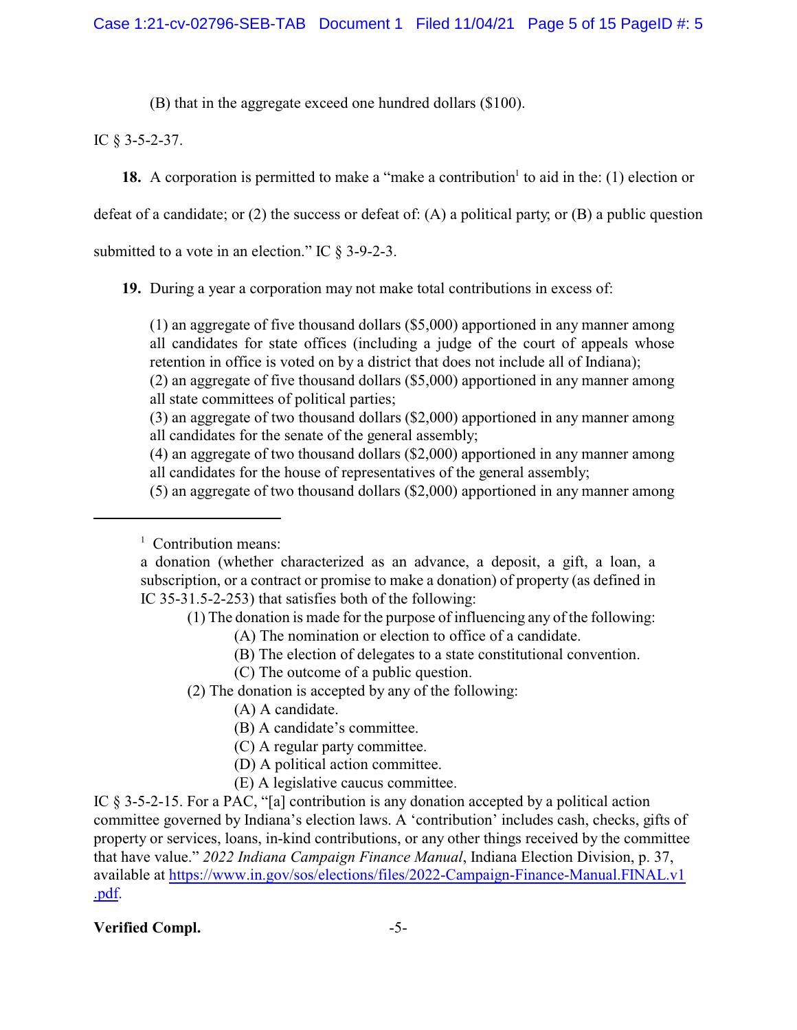(B) that in the aggregate exceed one hundred dollars ($100).

IC § 3-5-2-37.

**18.** A corporation is permitted to make a "make a contribution[1] to aid in the: (1) election or defeat of a candidate; or (2) the success or defeat of: (A) a political party; or (B) a public question submitted to a vote in an election." IC § 3-9-2-3.

**19.** During a year a corporation may not make total contributions in excess of:

> (1) an aggregate of five thousand dollars ($5,000) apportioned in any manner among all candidates for state offices (including a judge of the court of appeals whose retention in office is voted on by a district that does not include all of Indiana);
> (2) an aggregate of five thousand dollars ($5,000) apportioned in any manner among all state committees of political parties;
> (3) an aggregate of two thousand dollars ($2,000) apportioned in any manner among all candidates for the senate of the general assembly;
> (4) an aggregate of two thousand dollars ($2,000) apportioned in any manner among all candidates for the house of representatives of the general assembly;
> (5) an aggregate of two thousand dollars ($2,000) apportioned in any manner among

---

[1] Contribution means:

> a donation (whether characterized as an advance, a deposit, a gift, a loan, a subscription, or a contract or promise to make a donation) of property (as defined in IC 35-31.5-2-253) that satisfies both of the following:
>
> (1) The donation is made for the purpose of influencing any of the following:
> (A) The nomination or election to office of a candidate.
> (B) The election of delegates to a state constitutional convention.
> (C) The outcome of a public question.
>
> (2) The donation is accepted by any of the following:
> (A) A candidate.
> (B) A candidate's committee.
> (C) A regular party committee.
> (D) A political action committee.
> (E) A legislative caucus committee.

IC § 3-5-2-15. For a PAC, "[a] contribution is any donation accepted by a political action committee governed by Indiana's election laws. A 'contribution' includes cash, checks, gifts of property or services, loans, in-kind contributions, or any other things received by the committee that have value." *2022 Indiana Campaign Finance Manual*, Indiana Election Division, p. 37, available at https://www.in.gov/sos/elections/files/2022-Campaign-Finance-Manual.FINAL.v1.pdf.

**Verified Compl.**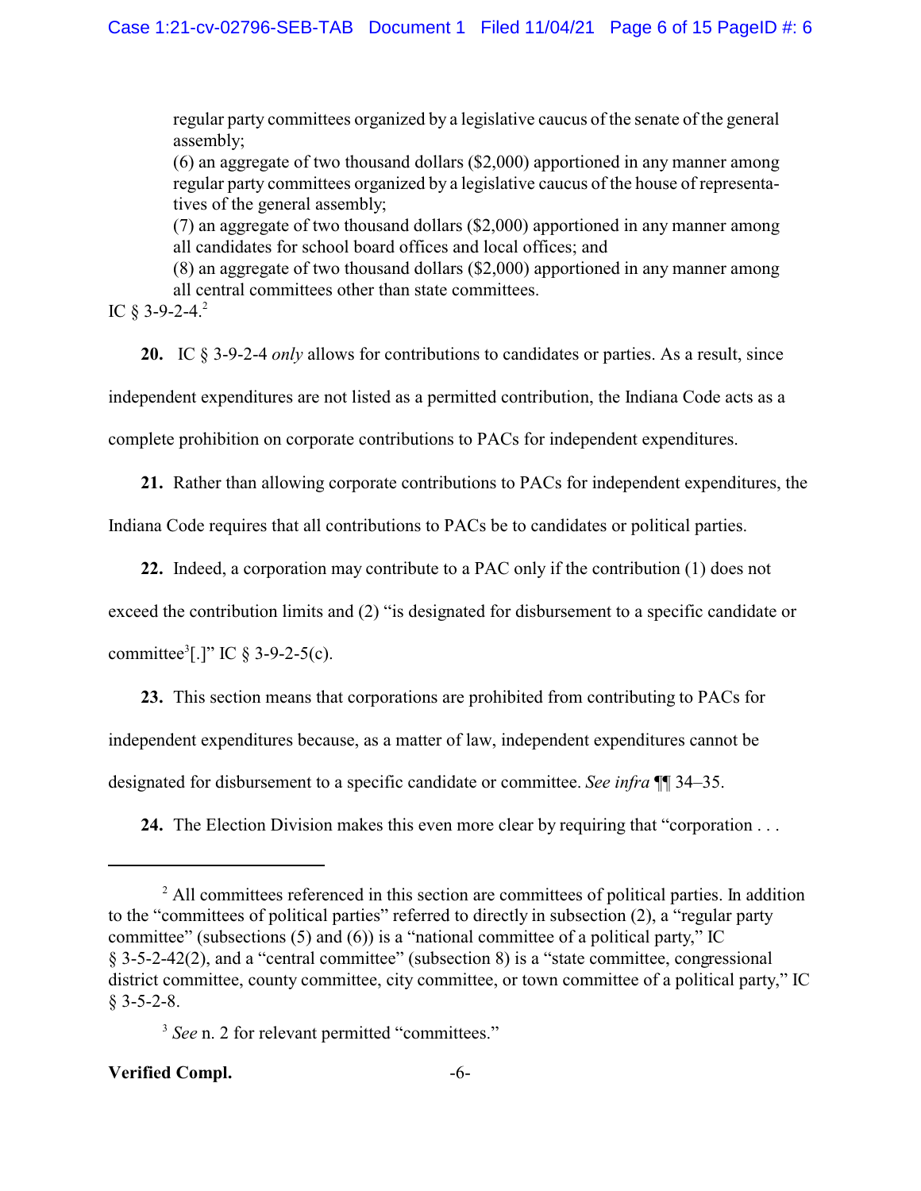regular party committees organized by a legislative caucus of the senate of the general assembly;
(6) an aggregate of two thousand dollars ($2,000) apportioned in any manner among regular party committees organized by a legislative caucus of the house of representatives of the general assembly;
(7) an aggregate of two thousand dollars ($2,000) apportioned in any manner among all candidates for school board offices and local offices; and
(8) an aggregate of two thousand dollars ($2,000) apportioned in any manner among all central committees other than state committees.

IC § 3-9-2-4.[2]

**20.** IC § 3-9-2-4 *only* allows for contributions to candidates or parties. As a result, since independent expenditures are not listed as a permitted contribution, the Indiana Code acts as a complete prohibition on corporate contributions to PACs for independent expenditures.

**21.** Rather than allowing corporate contributions to PACs for independent expenditures, the Indiana Code requires that all contributions to PACs be to candidates or political parties.

**22.** Indeed, a corporation may contribute to a PAC only if the contribution (1) does not exceed the contribution limits and (2) "is designated for disbursement to a specific candidate or committee[3][.]" IC § 3-9-2-5(c).

**23.** This section means that corporations are prohibited from contributing to PACs for independent expenditures because, as a matter of law, independent expenditures cannot be designated for disbursement to a specific candidate or committee. *See infra* ¶¶ 34–35.

**24.** The Election Division makes this even more clear by requiring that "corporation . . .

---

[2] All committees referenced in this section are committees of political parties. In addition to the "committees of political parties" referred to directly in subsection (2), a "regular party committee" (subsections (5) and (6)) is a "national committee of a political party," IC § 3-5-2-42(2), and a "central committee" (subsection 8) is a "state committee, congressional district committee, county committee, city committee, or town committee of a political party," IC § 3-5-2-8.

[3] *See* n. 2 for relevant permitted "committees."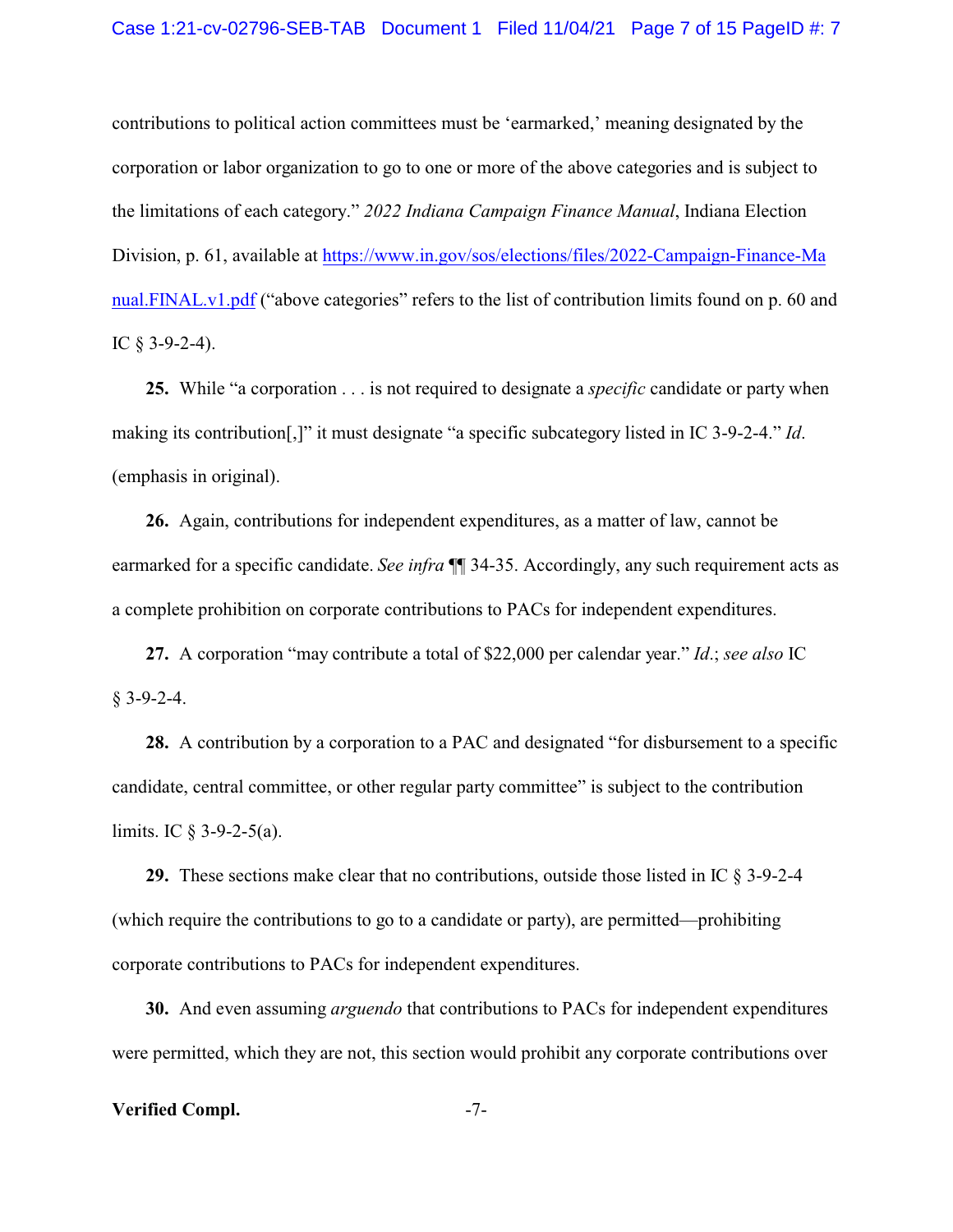contributions to political action committees must be 'earmarked,' meaning designated by the corporation or labor organization to go to one or more of the above categories and is subject to the limitations of each category." *2022 Indiana Campaign Finance Manual*, Indiana Election Division, p. 61, available at https://www.in.gov/sos/elections/files/2022-Campaign-Finance-Manual.FINAL.v1.pdf ("above categories" refers to the list of contribution limits found on p. 60 and IC § 3-9-2-4).

**25.** While "a corporation . . . is not required to designate a *specific* candidate or party when making its contribution[,]" it must designate "a specific subcategory listed in IC 3-9-2-4." *Id*. (emphasis in original).

**26.** Again, contributions for independent expenditures, as a matter of law, cannot be earmarked for a specific candidate. *See infra* ¶¶ 34-35. Accordingly, any such requirement acts as a complete prohibition on corporate contributions to PACs for independent expenditures.

**27.** A corporation "may contribute a total of $22,000 per calendar year." *Id*.; *see also* IC § 3-9-2-4.

**28.** A contribution by a corporation to a PAC and designated "for disbursement to a specific candidate, central committee, or other regular party committee" is subject to the contribution limits. IC § 3-9-2-5(a).

**29.** These sections make clear that no contributions, outside those listed in IC § 3-9-2-4 (which require the contributions to go to a candidate or party), are permitted—prohibiting corporate contributions to PACs for independent expenditures.

**30.** And even assuming *arguendo* that contributions to PACs for independent expenditures were permitted, which they are not, this section would prohibit any corporate contributions over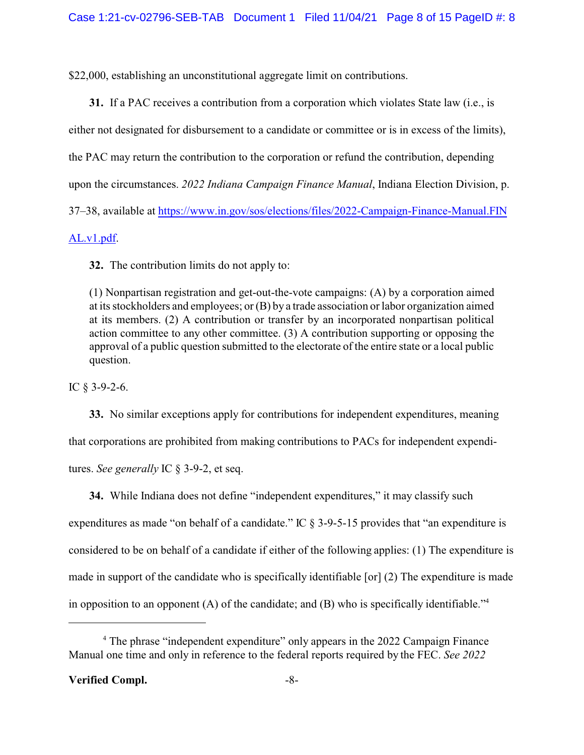$22,000, establishing an unconstitutional aggregate limit on contributions.

**31.** If a PAC receives a contribution from a corporation which violates State law (i.e., is either not designated for disbursement to a candidate or committee or is in excess of the limits), the PAC may return the contribution to the corporation or refund the contribution, depending upon the circumstances. *2022 Indiana Campaign Finance Manual*, Indiana Election Division, p. 37–38, available at https://www.in.gov/sos/elections/files/2022-Campaign-Finance-Manual.FINAL.v1.pdf.

**32.** The contribution limits do not apply to:

> (1) Nonpartisan registration and get-out-the-vote campaigns: (A) by a corporation aimed at its stockholders and employees; or (B) by a trade association or labor organization aimed at its members. (2) A contribution or transfer by an incorporated nonpartisan political action committee to any other committee. (3) A contribution supporting or opposing the approval of a public question submitted to the electorate of the entire state or a local public question.

IC § 3-9-2-6.

**33.** No similar exceptions apply for contributions for independent expenditures, meaning that corporations are prohibited from making contributions to PACs for independent expenditures. *See generally* IC § 3-9-2, et seq.

**34.** While Indiana does not define "independent expenditures," it may classify such expenditures as made "on behalf of a candidate." IC § 3-9-5-15 provides that "an expenditure is considered to be on behalf of a candidate if either of the following applies: (1) The expenditure is made in support of the candidate who is specifically identifiable [or] (2) The expenditure is made in opposition to an opponent (A) of the candidate; and (B) who is specifically identifiable."[4]

---

[4] The phrase "independent expenditure" only appears in the 2022 Campaign Finance Manual one time and only in reference to the federal reports required by the FEC. *See 2022*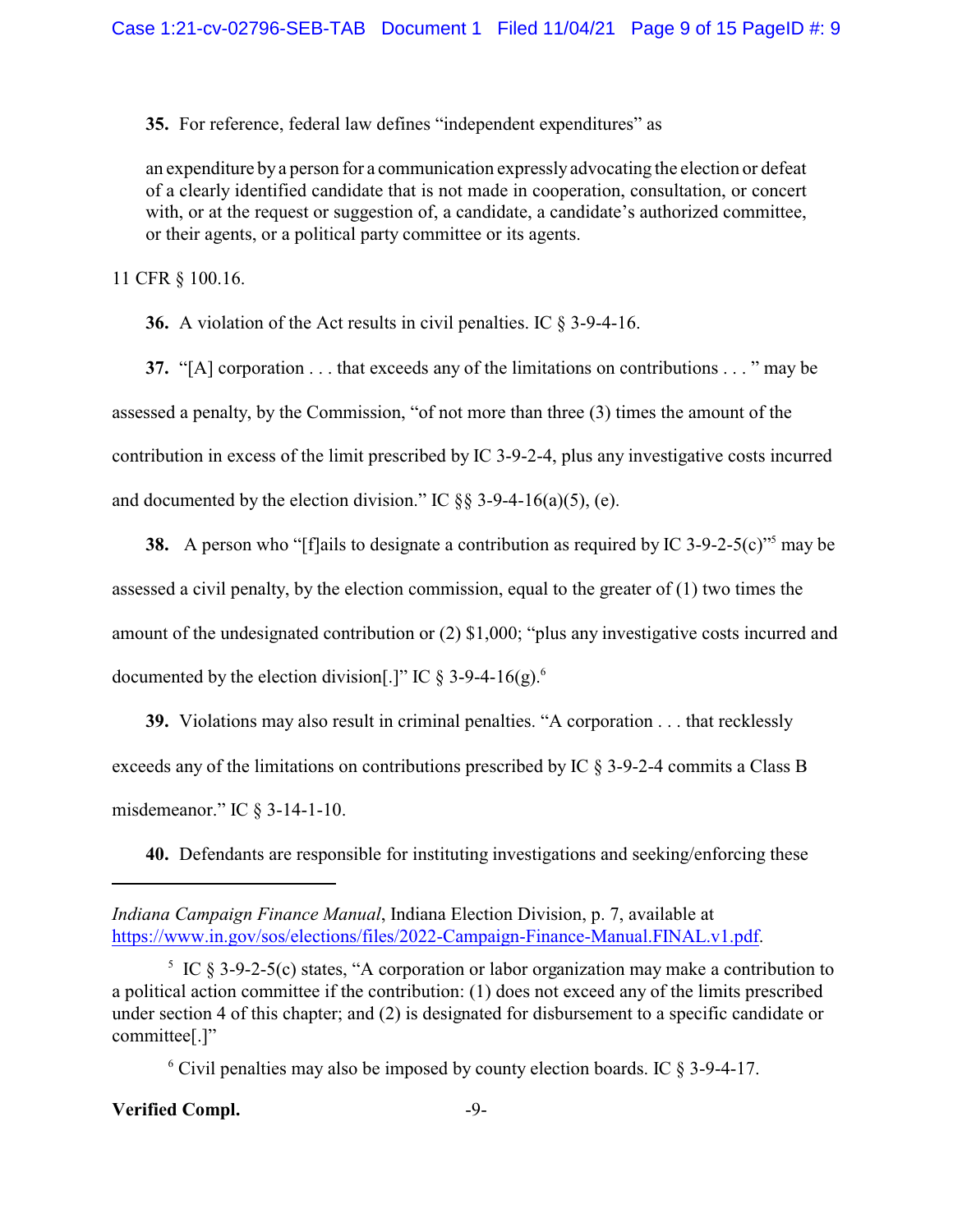**35.** For reference, federal law defines "independent expenditures" as

> an expenditure by a person for a communication expressly advocating the election or defeat of a clearly identified candidate that is not made in cooperation, consultation, or concert with, or at the request or suggestion of, a candidate, a candidate's authorized committee, or their agents, or a political party committee or its agents.

11 CFR § 100.16.

**36.** A violation of the Act results in civil penalties. IC § 3-9-4-16.

**37.** "[A] corporation . . . that exceeds any of the limitations on contributions . . . " may be assessed a penalty, by the Commission, "of not more than three (3) times the amount of the contribution in excess of the limit prescribed by IC 3-9-2-4, plus any investigative costs incurred and documented by the election division." IC §§ 3-9-4-16(a)(5), (e).

**38.** A person who "[f]ails to designate a contribution as required by IC 3-9-2-5(c)"[5] may be assessed a civil penalty, by the election commission, equal to the greater of (1) two times the amount of the undesignated contribution or (2) $1,000; "plus any investigative costs incurred and documented by the election division[.]" IC § 3-9-4-16(g).[6]

**39.** Violations may also result in criminal penalties. "A corporation . . . that recklessly exceeds any of the limitations on contributions prescribed by IC § 3-9-2-4 commits a Class B misdemeanor." IC § 3-14-1-10.

**40.** Defendants are responsible for instituting investigations and seeking/enforcing these

---

*Indiana Campaign Finance Manual*, Indiana Election Division, p. 7, available at https://www.in.gov/sos/elections/files/2022-Campaign-Finance-Manual.FINAL.v1.pdf.

[5] IC § 3-9-2-5(c) states, "A corporation or labor organization may make a contribution to a political action committee if the contribution: (1) does not exceed any of the limits prescribed under section 4 of this chapter; and (2) is designated for disbursement to a specific candidate or committee[.]"

[6] Civil penalties may also be imposed by county election boards. IC § 3-9-4-17.

**Verified Compl.**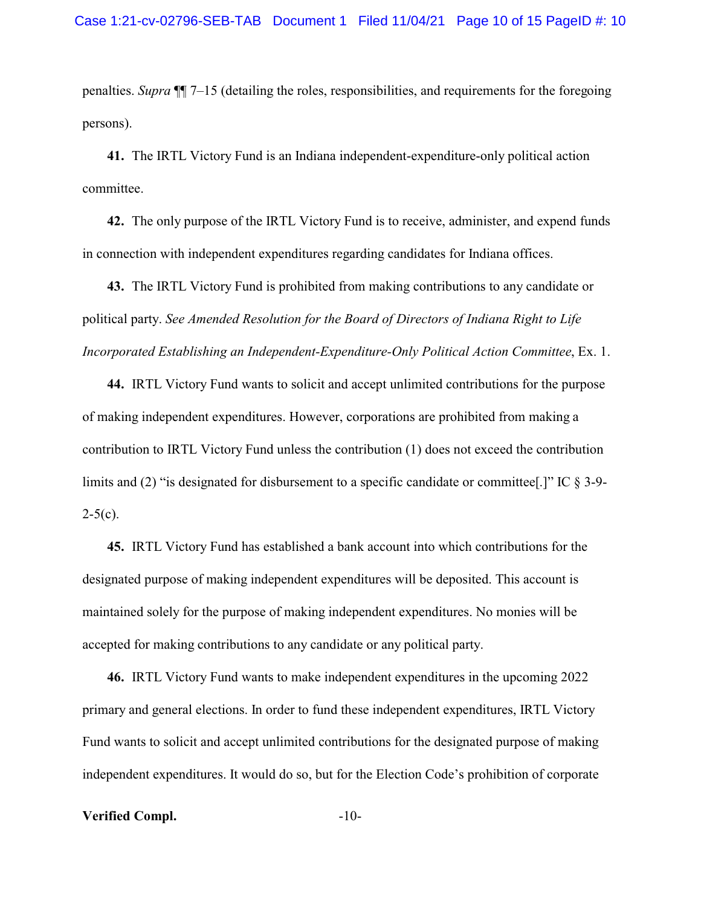penalties. *Supra* ¶¶ 7–15 (detailing the roles, responsibilities, and requirements for the foregoing persons).

**41.** The IRTL Victory Fund is an Indiana independent-expenditure-only political action committee.

**42.** The only purpose of the IRTL Victory Fund is to receive, administer, and expend funds in connection with independent expenditures regarding candidates for Indiana offices.

**43.** The IRTL Victory Fund is prohibited from making contributions to any candidate or political party. *See Amended Resolution for the Board of Directors of Indiana Right to Life Incorporated Establishing an Independent-Expenditure-Only Political Action Committee*, Ex. 1.

**44.** IRTL Victory Fund wants to solicit and accept unlimited contributions for the purpose of making independent expenditures. However, corporations are prohibited from making a contribution to IRTL Victory Fund unless the contribution (1) does not exceed the contribution limits and (2) "is designated for disbursement to a specific candidate or committee[.]" IC § 3-9-2-5(c).

**45.** IRTL Victory Fund has established a bank account into which contributions for the designated purpose of making independent expenditures will be deposited. This account is maintained solely for the purpose of making independent expenditures. No monies will be accepted for making contributions to any candidate or any political party.

**46.** IRTL Victory Fund wants to make independent expenditures in the upcoming 2022 primary and general elections. In order to fund these independent expenditures, IRTL Victory Fund wants to solicit and accept unlimited contributions for the designated purpose of making independent expenditures. It would do so, but for the Election Code's prohibition of corporate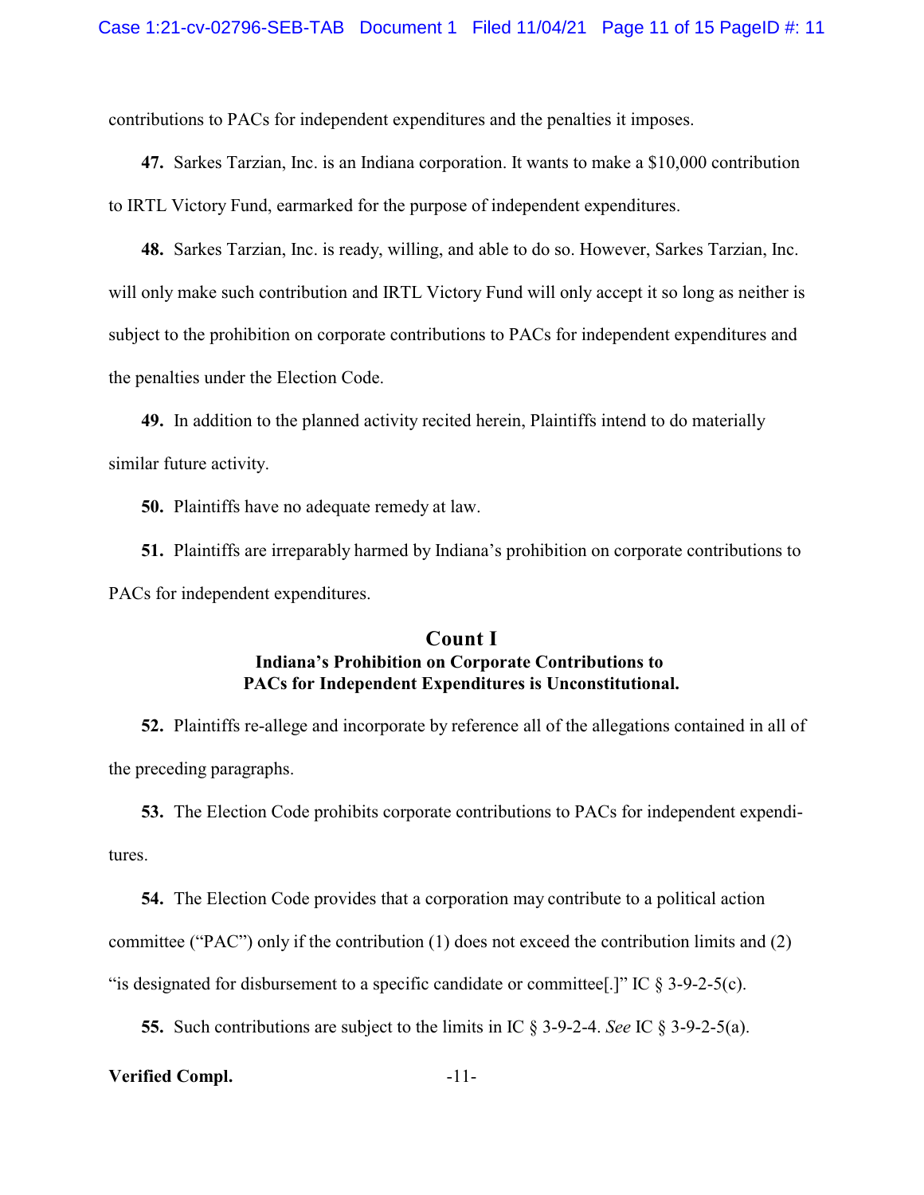contributions to PACs for independent expenditures and the penalties it imposes.

**47.** Sarkes Tarzian, Inc. is an Indiana corporation. It wants to make a $10,000 contribution to IRTL Victory Fund, earmarked for the purpose of independent expenditures.

**48.** Sarkes Tarzian, Inc. is ready, willing, and able to do so. However, Sarkes Tarzian, Inc. will only make such contribution and IRTL Victory Fund will only accept it so long as neither is subject to the prohibition on corporate contributions to PACs for independent expenditures and the penalties under the Election Code.

**49.** In addition to the planned activity recited herein, Plaintiffs intend to do materially similar future activity.

**50.** Plaintiffs have no adequate remedy at law.

**51.** Plaintiffs are irreparably harmed by Indiana's prohibition on corporate contributions to PACs for independent expenditures.

## Count I

### Indiana's Prohibition on Corporate Contributions to PACs for Independent Expenditures is Unconstitutional.

**52.** Plaintiffs re-allege and incorporate by reference all of the allegations contained in all of the preceding paragraphs.

**53.** The Election Code prohibits corporate contributions to PACs for independent expenditures.

**54.** The Election Code provides that a corporation may contribute to a political action committee ("PAC") only if the contribution (1) does not exceed the contribution limits and (2) "is designated for disbursement to a specific candidate or committee[.]" IC § 3-9-2-5(c).

**55.** Such contributions are subject to the limits in IC § 3-9-2-4. *See* IC § 3-9-2-5(a).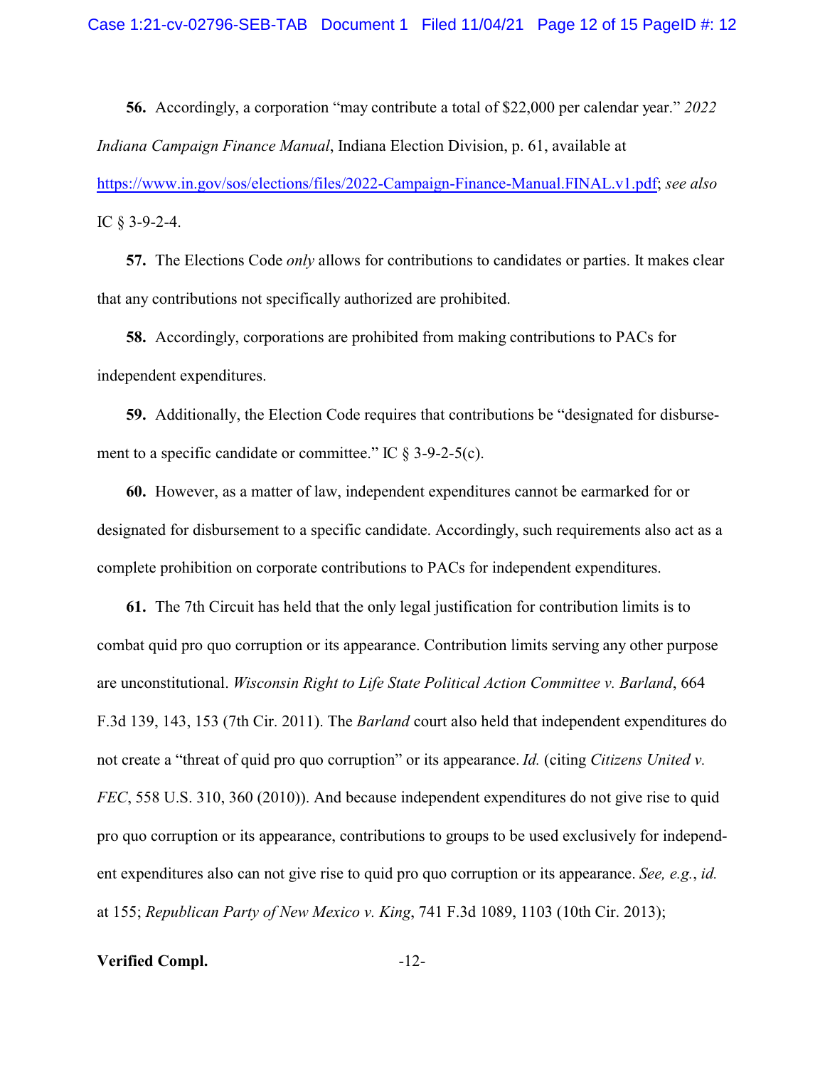**56.** Accordingly, a corporation "may contribute a total of $22,000 per calendar year." *2022 Indiana Campaign Finance Manual*, Indiana Election Division, p. 61, available at https://www.in.gov/sos/elections/files/2022-Campaign-Finance-Manual.FINAL.v1.pdf; *see also* IC § 3-9-2-4.

**57.** The Elections Code *only* allows for contributions to candidates or parties. It makes clear that any contributions not specifically authorized are prohibited.

**58.** Accordingly, corporations are prohibited from making contributions to PACs for independent expenditures.

**59.** Additionally, the Election Code requires that contributions be "designated for disbursement to a specific candidate or committee." IC § 3-9-2-5(c).

**60.** However, as a matter of law, independent expenditures cannot be earmarked for or designated for disbursement to a specific candidate. Accordingly, such requirements also act as a complete prohibition on corporate contributions to PACs for independent expenditures.

**61.** The 7th Circuit has held that the only legal justification for contribution limits is to combat quid pro quo corruption or its appearance. Contribution limits serving any other purpose are unconstitutional. *Wisconsin Right to Life State Political Action Committee v. Barland*, 664 F.3d 139, 143, 153 (7th Cir. 2011). The *Barland* court also held that independent expenditures do not create a "threat of quid pro quo corruption" or its appearance. *Id.* (citing *Citizens United v. FEC*, 558 U.S. 310, 360 (2010)). And because independent expenditures do not give rise to quid pro quo corruption or its appearance, contributions to groups to be used exclusively for independent expenditures also can not give rise to quid pro quo corruption or its appearance. *See, e.g.*, *id.* at 155; *Republican Party of New Mexico v. King*, 741 F.3d 1089, 1103 (10th Cir. 2013);

**Verified Compl.**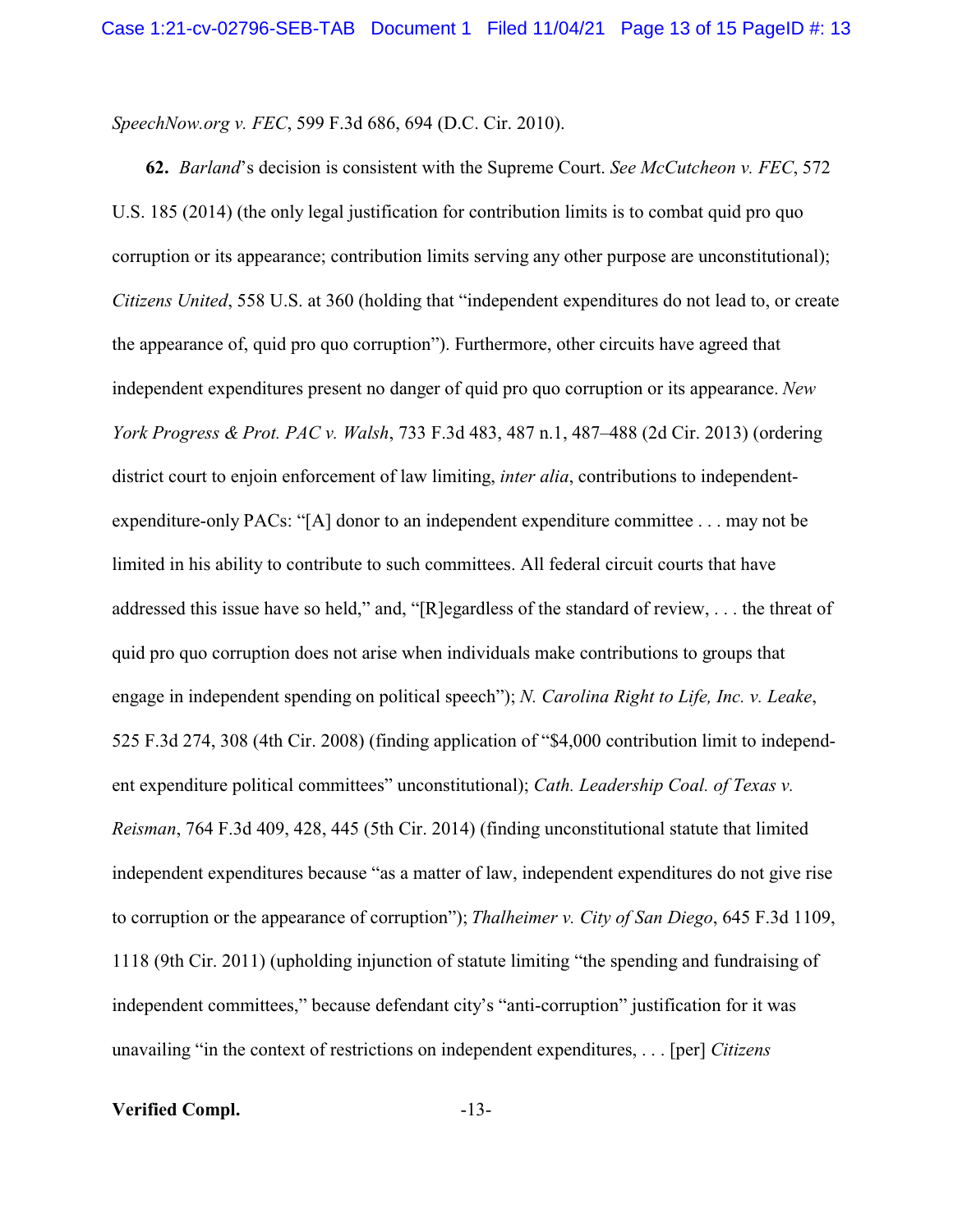*SpeechNow.org v. FEC*, 599 F.3d 686, 694 (D.C. Cir. 2010).

**62.** *Barland*'s decision is consistent with the Supreme Court. *See McCutcheon v. FEC*, 572 U.S. 185 (2014) (the only legal justification for contribution limits is to combat quid pro quo corruption or its appearance; contribution limits serving any other purpose are unconstitutional); *Citizens United*, 558 U.S. at 360 (holding that "independent expenditures do not lead to, or create the appearance of, quid pro quo corruption"). Furthermore, other circuits have agreed that independent expenditures present no danger of quid pro quo corruption or its appearance. *New York Progress & Prot. PAC v. Walsh*, 733 F.3d 483, 487 n.1, 487–488 (2d Cir. 2013) (ordering district court to enjoin enforcement of law limiting, *inter alia*, contributions to independent-expenditure-only PACs: "[A] donor to an independent expenditure committee . . . may not be limited in his ability to contribute to such committees. All federal circuit courts that have addressed this issue have so held," and, "[R]egardless of the standard of review, . . . the threat of quid pro quo corruption does not arise when individuals make contributions to groups that engage in independent spending on political speech"); *N. Carolina Right to Life, Inc. v. Leake*, 525 F.3d 274, 308 (4th Cir. 2008) (finding application of "$4,000 contribution limit to independent expenditure political committees" unconstitutional); *Cath. Leadership Coal. of Texas v. Reisman*, 764 F.3d 409, 428, 445 (5th Cir. 2014) (finding unconstitutional statute that limited independent expenditures because "as a matter of law, independent expenditures do not give rise to corruption or the appearance of corruption"); *Thalheimer v. City of San Diego*, 645 F.3d 1109, 1118 (9th Cir. 2011) (upholding injunction of statute limiting "the spending and fundraising of independent committees," because defendant city's "anti-corruption" justification for it was unavailing "in the context of restrictions on independent expenditures, . . . [per] *Citizens*

**Verified Compl.**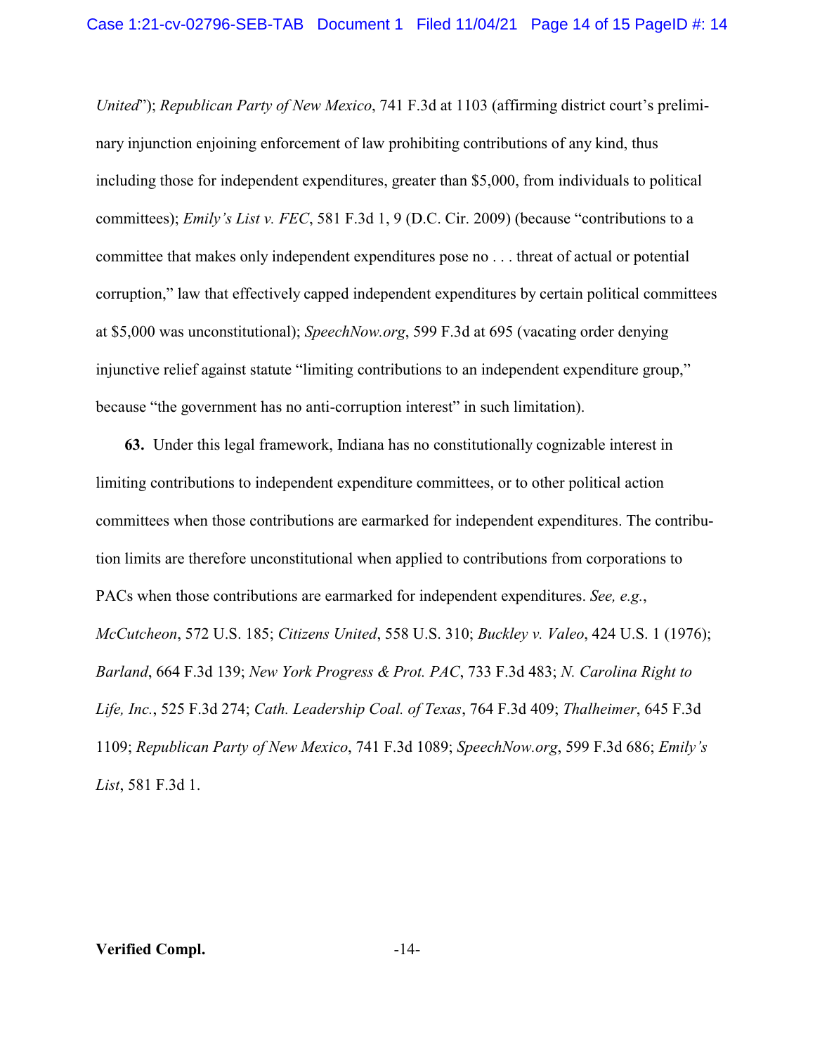*United*"); *Republican Party of New Mexico*, 741 F.3d at 1103 (affirming district court's preliminary injunction enjoining enforcement of law prohibiting contributions of any kind, thus including those for independent expenditures, greater than $5,000, from individuals to political committees); *Emily's List v. FEC*, 581 F.3d 1, 9 (D.C. Cir. 2009) (because "contributions to a committee that makes only independent expenditures pose no . . . threat of actual or potential corruption," law that effectively capped independent expenditures by certain political committees at $5,000 was unconstitutional); *SpeechNow.org*, 599 F.3d at 695 (vacating order denying injunctive relief against statute "limiting contributions to an independent expenditure group," because "the government has no anti-corruption interest" in such limitation).

**63.** Under this legal framework, Indiana has no constitutionally cognizable interest in limiting contributions to independent expenditure committees, or to other political action committees when those contributions are earmarked for independent expenditures. The contribution limits are therefore unconstitutional when applied to contributions from corporations to PACs when those contributions are earmarked for independent expenditures. *See, e.g.*, *McCutcheon*, 572 U.S. 185; *Citizens United*, 558 U.S. 310; *Buckley v. Valeo*, 424 U.S. 1 (1976); *Barland*, 664 F.3d 139; *New York Progress & Prot. PAC*, 733 F.3d 483; *N. Carolina Right to Life, Inc.*, 525 F.3d 274; *Cath. Leadership Coal. of Texas*, 764 F.3d 409; *Thalheimer*, 645 F.3d 1109; *Republican Party of New Mexico*, 741 F.3d 1089; *SpeechNow.org*, 599 F.3d 686; *Emily's List*, 581 F.3d 1.

**Verified Compl.**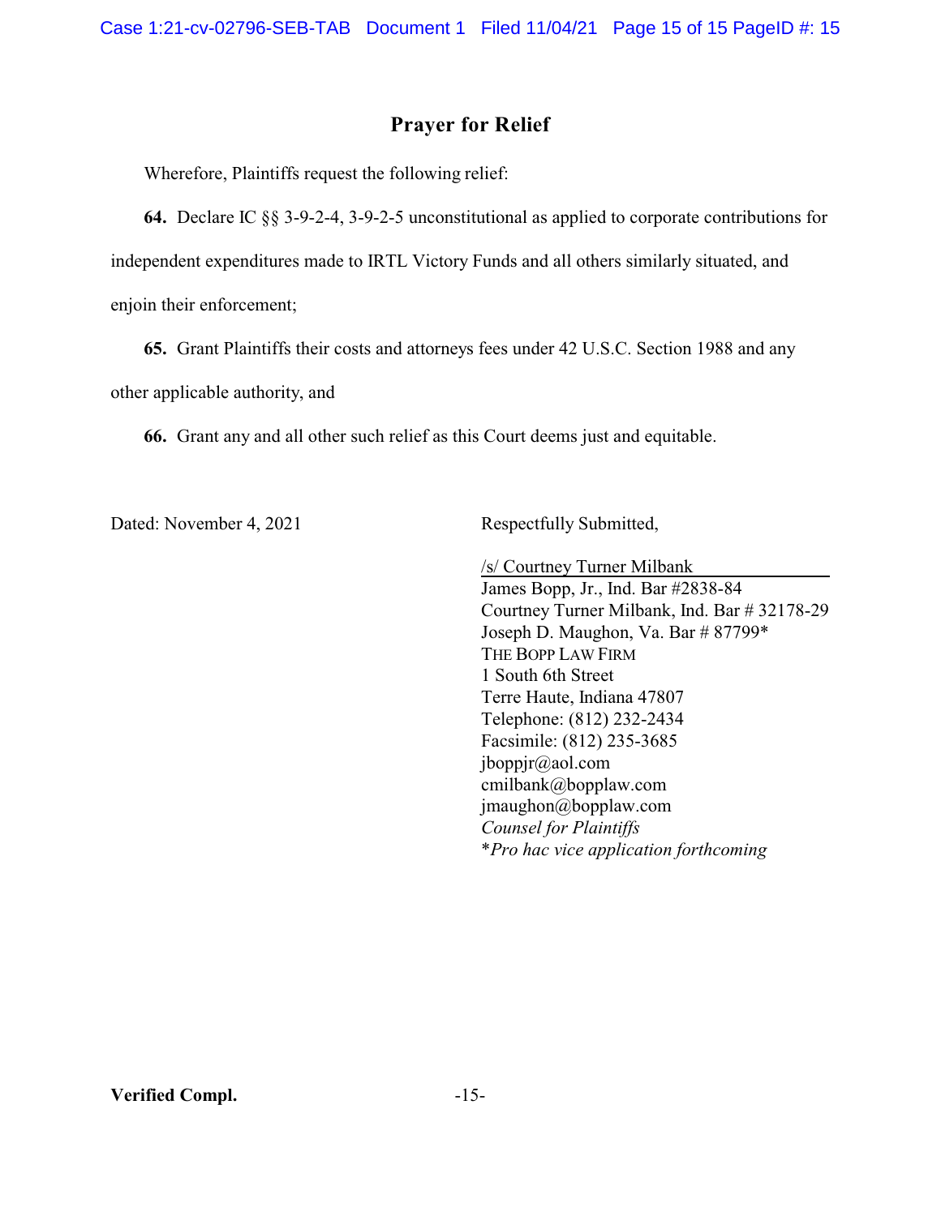## Prayer for Relief

Wherefore, Plaintiffs request the following relief:

**64.** Declare IC §§ 3-9-2-4, 3-9-2-5 unconstitutional as applied to corporate contributions for independent expenditures made to IRTL Victory Funds and all others similarly situated, and enjoin their enforcement;

**65.** Grant Plaintiffs their costs and attorneys fees under 42 U.S.C. Section 1988 and any other applicable authority, and

**66.** Grant any and all other such relief as this Court deems just and equitable.

Dated: November 4, 2021

Respectfully Submitted,

/s/ Courtney Turner Milbank
James Bopp, Jr., Ind. Bar #2838-84
Courtney Turner Milbank, Ind. Bar # 32178-29
Joseph D. Maughon, Va. Bar # 87799*
THE BOPP LAW FIRM
1 South 6th Street
Terre Haute, Indiana 47807
Telephone: (812) 232-2434
Facsimile: (812) 235-3685
jboppjr@aol.com
cmilbank@bopplaw.com
jmaughon@bopplaw.com
*Counsel for Plaintiffs*
**Pro hac vice application forthcoming*

**Verified Compl.**